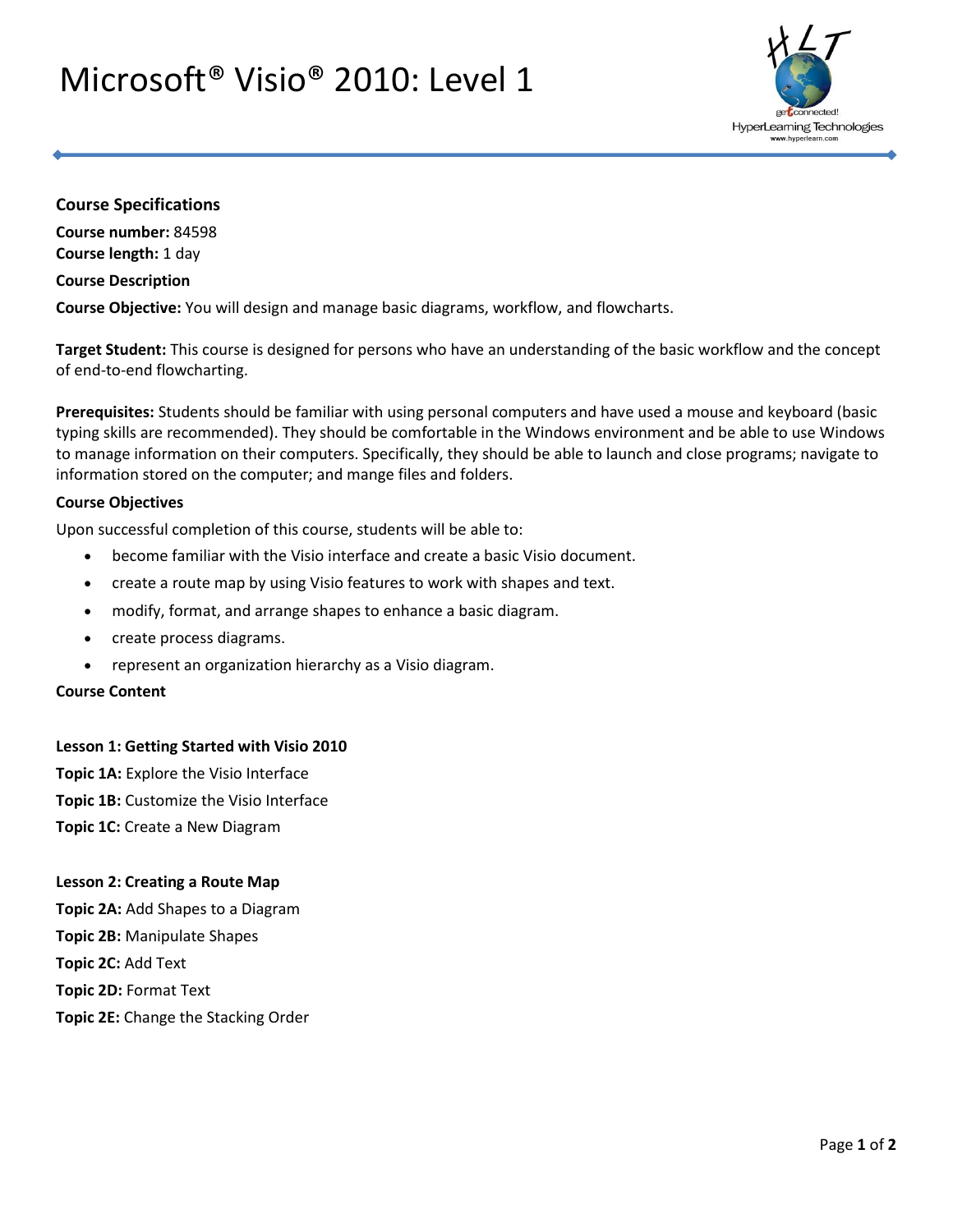# Microsoft® Visio® 2010: Level 1

## Course Specifications

**Course number:** 84598
**Course length:** 1 day

### Course Description

**Course Objective:** You will design and manage basic diagrams, workflow, and flowcharts.

**Target Student:** This course is designed for persons who have an understanding of the basic workflow and the concept of end-to-end flowcharting.

**Prerequisites:** Students should be familiar with using personal computers and have used a mouse and keyboard (basic typing skills are recommended). They should be comfortable in the Windows environment and be able to use Windows to manage information on their computers. Specifically, they should be able to launch and close programs; navigate to information stored on the computer; and mange files and folders.

### Course Objectives

Upon successful completion of this course, students will be able to:

- become familiar with the Visio interface and create a basic Visio document.
- create a route map by using Visio features to work with shapes and text.
- modify, format, and arrange shapes to enhance a basic diagram.
- create process diagrams.
- represent an organization hierarchy as a Visio diagram.

### Course Content

**Lesson 1: Getting Started with Visio 2010**
**Topic 1A:** Explore the Visio Interface
**Topic 1B:** Customize the Visio Interface
**Topic 1C:** Create a New Diagram

**Lesson 2: Creating a Route Map**
**Topic 2A:** Add Shapes to a Diagram
**Topic 2B:** Manipulate Shapes
**Topic 2C:** Add Text
**Topic 2D:** Format Text
**Topic 2E:** Change the Stacking Order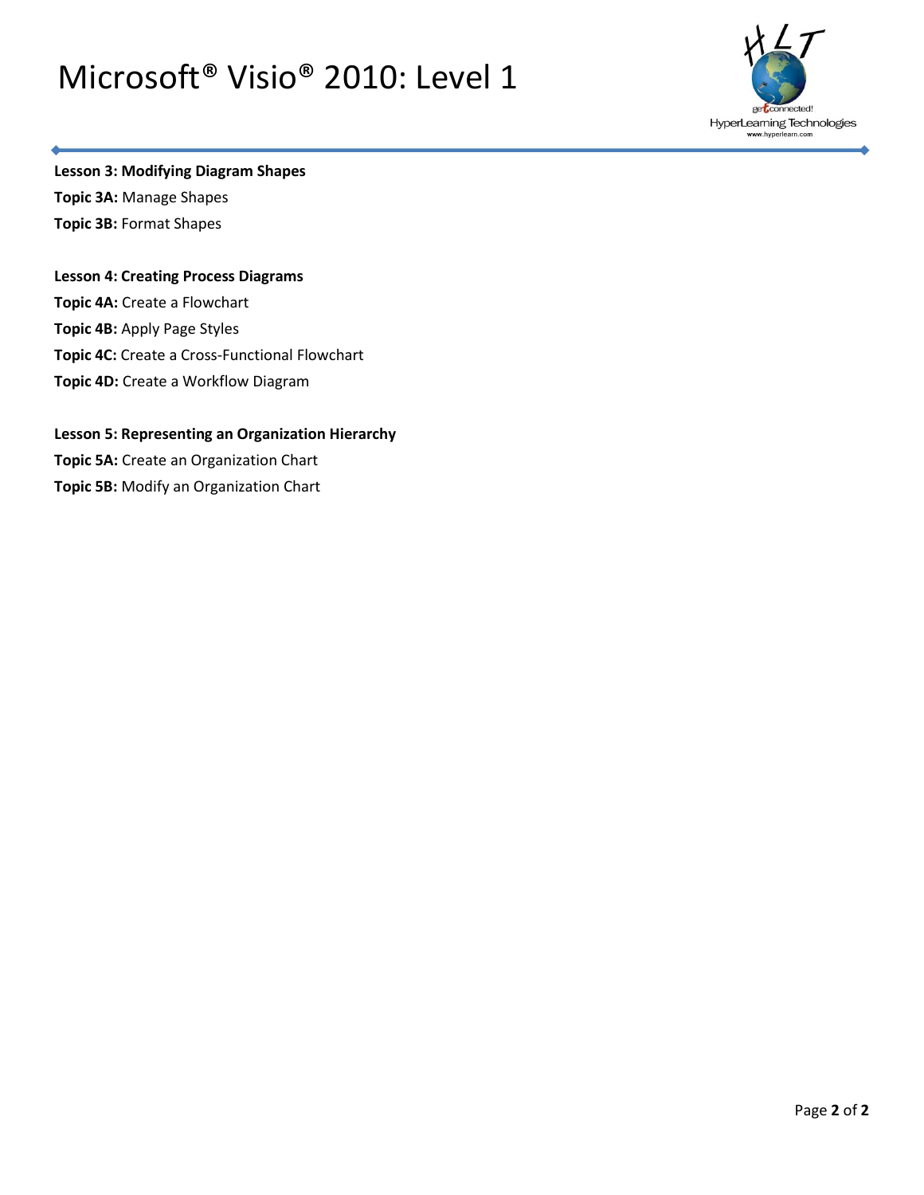**Lesson 3: Modifying Diagram Shapes**

**Topic 3A:** Manage Shapes

**Topic 3B:** Format Shapes

**Lesson 4: Creating Process Diagrams**

**Topic 4A:** Create a Flowchart

**Topic 4B:** Apply Page Styles

**Topic 4C:** Create a Cross-Functional Flowchart

**Topic 4D:** Create a Workflow Diagram

**Lesson 5: Representing an Organization Hierarchy**

**Topic 5A:** Create an Organization Chart

**Topic 5B:** Modify an Organization Chart